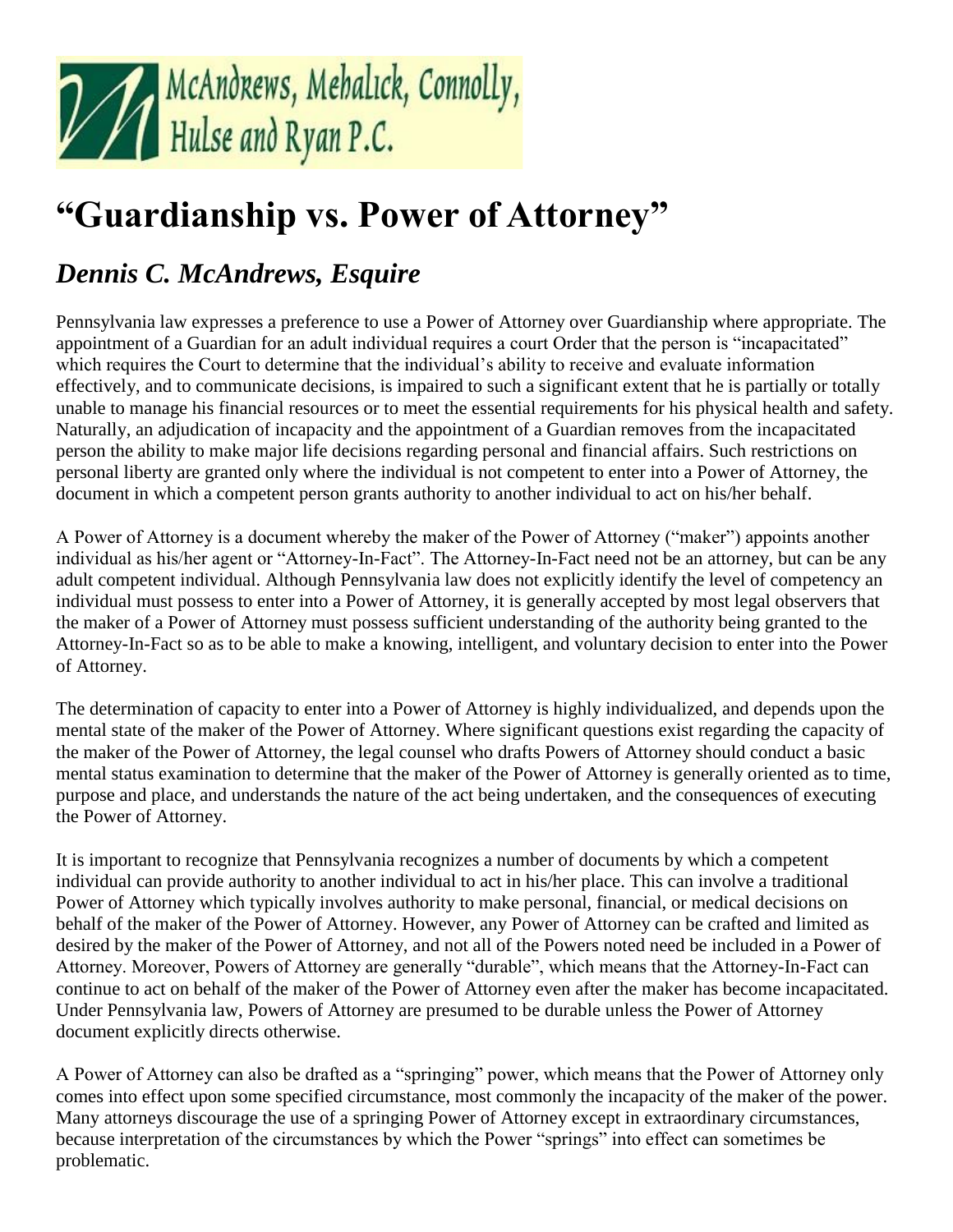McAndrews, Mehalick, Connolly, Hulse and Ryan P.C.

# "Guardianship vs. Power of Attorney"

## *Dennis C. McAndrews, Esquire*

Pennsylvania law expresses a preference to use a Power of Attorney over Guardianship where appropriate. The appointment of a Guardian for an adult individual requires a court Order that the person is "incapacitated" which requires the Court to determine that the individual's ability to receive and evaluate information effectively, and to communicate decisions, is impaired to such a significant extent that he is partially or totally unable to manage his financial resources or to meet the essential requirements for his physical health and safety. Naturally, an adjudication of incapacity and the appointment of a Guardian removes from the incapacitated person the ability to make major life decisions regarding personal and financial affairs. Such restrictions on personal liberty are granted only where the individual is not competent to enter into a Power of Attorney, the document in which a competent person grants authority to another individual to act on his/her behalf.

A Power of Attorney is a document whereby the maker of the Power of Attorney ("maker") appoints another individual as his/her agent or "Attorney-In-Fact". The Attorney-In-Fact need not be an attorney, but can be any adult competent individual. Although Pennsylvania law does not explicitly identify the level of competency an individual must possess to enter into a Power of Attorney, it is generally accepted by most legal observers that the maker of a Power of Attorney must possess sufficient understanding of the authority being granted to the Attorney-In-Fact so as to be able to make a knowing, intelligent, and voluntary decision to enter into the Power of Attorney.

The determination of capacity to enter into a Power of Attorney is highly individualized, and depends upon the mental state of the maker of the Power of Attorney. Where significant questions exist regarding the capacity of the maker of the Power of Attorney, the legal counsel who drafts Powers of Attorney should conduct a basic mental status examination to determine that the maker of the Power of Attorney is generally oriented as to time, purpose and place, and understands the nature of the act being undertaken, and the consequences of executing the Power of Attorney.

It is important to recognize that Pennsylvania recognizes a number of documents by which a competent individual can provide authority to another individual to act in his/her place. This can involve a traditional Power of Attorney which typically involves authority to make personal, financial, or medical decisions on behalf of the maker of the Power of Attorney. However, any Power of Attorney can be crafted and limited as desired by the maker of the Power of Attorney, and not all of the Powers noted need be included in a Power of Attorney. Moreover, Powers of Attorney are generally "durable", which means that the Attorney-In-Fact can continue to act on behalf of the maker of the Power of Attorney even after the maker has become incapacitated. Under Pennsylvania law, Powers of Attorney are presumed to be durable unless the Power of Attorney document explicitly directs otherwise.

A Power of Attorney can also be drafted as a "springing" power, which means that the Power of Attorney only comes into effect upon some specified circumstance, most commonly the incapacity of the maker of the power. Many attorneys discourage the use of a springing Power of Attorney except in extraordinary circumstances, because interpretation of the circumstances by which the Power "springs" into effect can sometimes be problematic.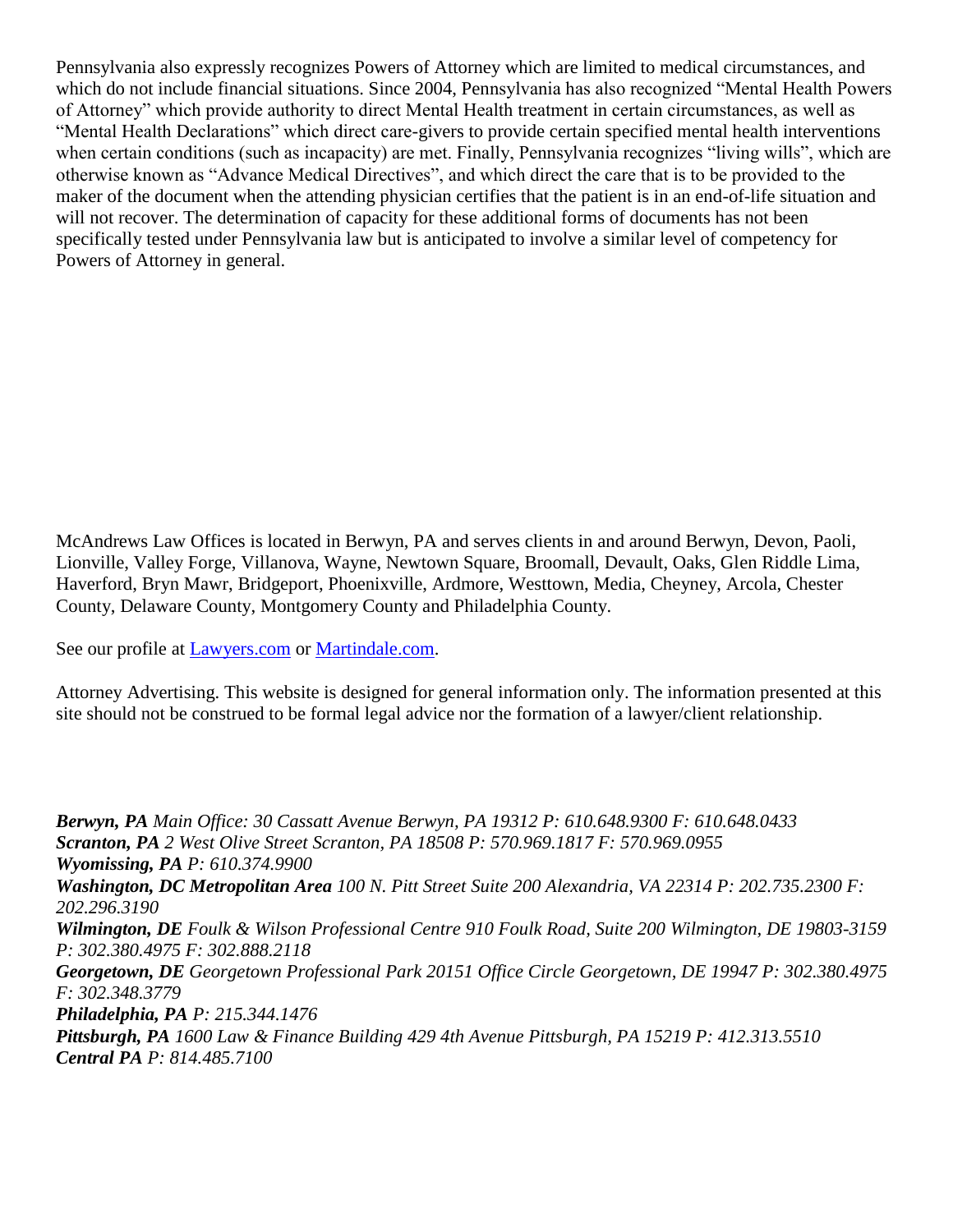Pennsylvania also expressly recognizes Powers of Attorney which are limited to medical circumstances, and which do not include financial situations. Since 2004, Pennsylvania has also recognized "Mental Health Powers of Attorney" which provide authority to direct Mental Health treatment in certain circumstances, as well as "Mental Health Declarations" which direct care-givers to provide certain specified mental health interventions when certain conditions (such as incapacity) are met. Finally, Pennsylvania recognizes "living wills", which are otherwise known as "Advance Medical Directives", and which direct the care that is to be provided to the maker of the document when the attending physician certifies that the patient is in an end-of-life situation and will not recover. The determination of capacity for these additional forms of documents has not been specifically tested under Pennsylvania law but is anticipated to involve a similar level of competency for Powers of Attorney in general.

McAndrews Law Offices is located in Berwyn, PA and serves clients in and around Berwyn, Devon, Paoli, Lionville, Valley Forge, Villanova, Wayne, Newtown Square, Broomall, Devault, Oaks, Glen Riddle Lima, Haverford, Bryn Mawr, Bridgeport, Phoenixville, Ardmore, Westtown, Media, Cheyney, Arcola, Chester County, Delaware County, Montgomery County and Philadelphia County.

See our profile at [Lawyers.com]() or [Martindale.com]().

Attorney Advertising. This website is designed for general information only. The information presented at this site should not be construed to be formal legal advice nor the formation of a lawyer/client relationship.

***Berwyn, PA*** *Main Office: 30 Cassatt Avenue Berwyn, PA 19312 P: 610.648.9300 F: 610.648.0433*
***Scranton, PA*** *2 West Olive Street Scranton, PA 18508 P: 570.969.1817 F: 570.969.0955*
***Wyomissing, PA*** *P: 610.374.9900*
***Washington, DC Metropolitan Area*** *100 N. Pitt Street Suite 200 Alexandria, VA 22314 P: 202.735.2300 F: 202.296.3190*
***Wilmington, DE*** *Foulk & Wilson Professional Centre 910 Foulk Road, Suite 200 Wilmington, DE 19803-3159 P: 302.380.4975 F: 302.888.2118*
***Georgetown, DE*** *Georgetown Professional Park 20151 Office Circle Georgetown, DE 19947 P: 302.380.4975 F: 302.348.3779*
***Philadelphia, PA*** *P: 215.344.1476*
***Pittsburgh, PA*** *1600 Law & Finance Building 429 4th Avenue Pittsburgh, PA 15219 P: 412.313.5510*
***Central PA*** *P: 814.485.7100*